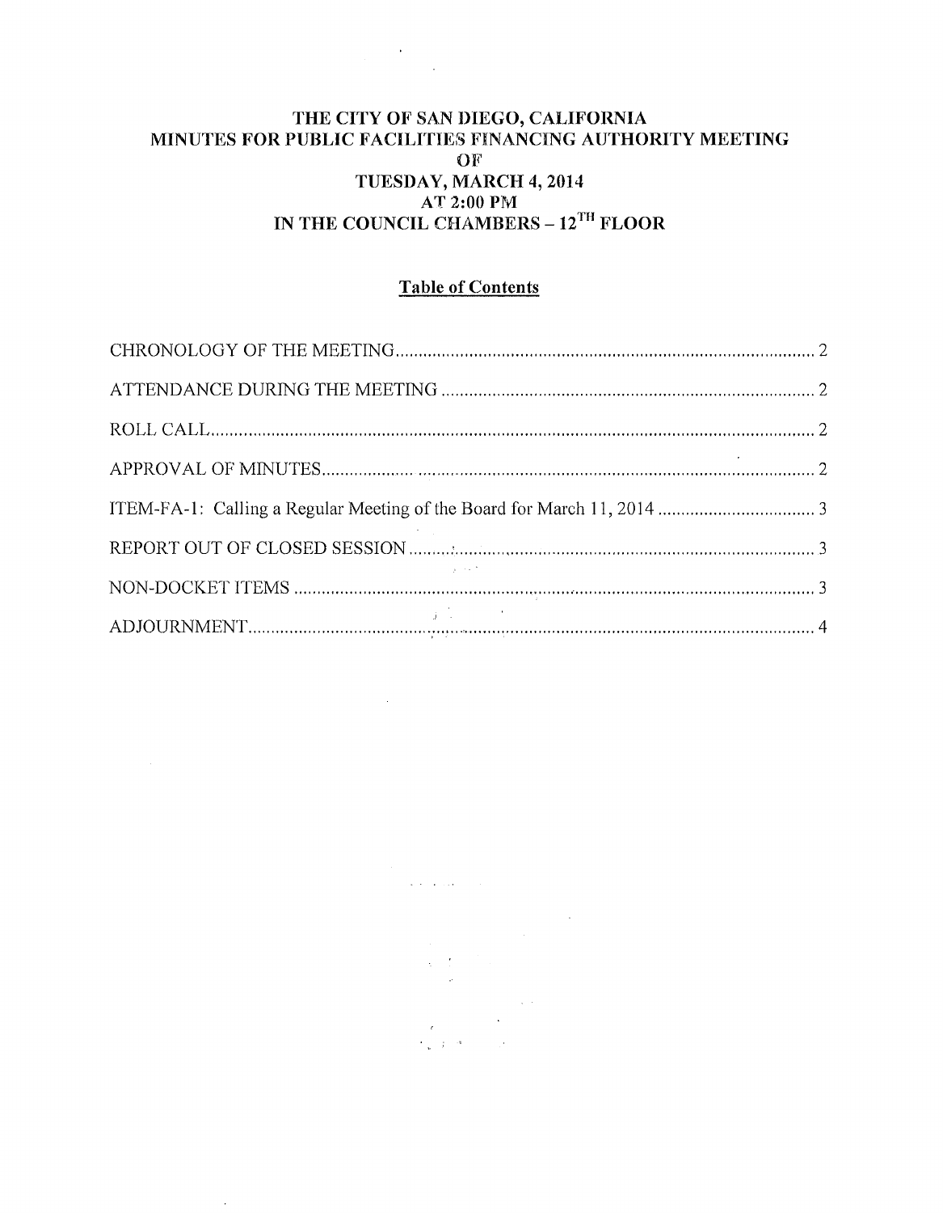# THE CITY OF SAN DIEGO, CALIFORNIA
# MINUTES FOR PUBLIC FACILITIES FINANCING AUTHORITY MEETING
# OF
# TUESDAY, MARCH 4, 2014
# AT 2:00 PM
# IN THE COUNCIL CHAMBERS – 12TH FLOOR

## Table of Contents

CHRONOLOGY OF THE MEETING .......... 2

ATTENDANCE DURING THE MEETING .......... 2

ROLL CALL .......... 2

APPROVAL OF MINUTES .......... 2

ITEM-FA-1: Calling a Regular Meeting of the Board for March 11, 2014 .......... 3

REPORT OUT OF CLOSED SESSION .......... 3

NON-DOCKET ITEMS .......... 3

ADJOURNMENT .......... 4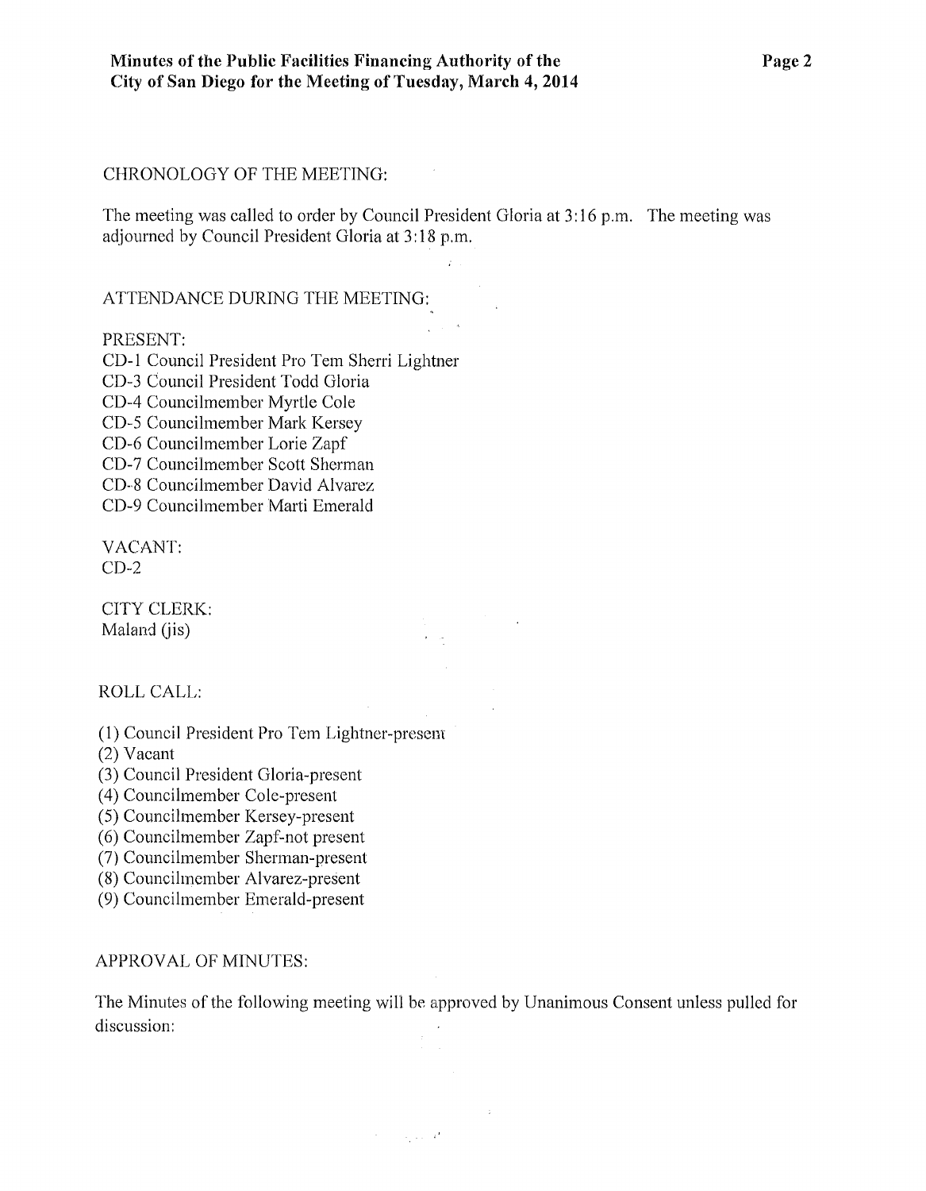CHRONOLOGY OF THE MEETING:

The meeting was called to order by Council President Gloria at 3:16 p.m. The meeting was adjourned by Council President Gloria at 3:18 p.m.

ATTENDANCE DURING THE MEETING:

PRESENT:
CD-1 Council President Pro Tem Sherri Lightner
CD-3 Council President Todd Gloria
CD-4 Councilmember Myrtle Cole
CD-5 Councilmember Mark Kersey
CD-6 Councilmember Lorie Zapf
CD-7 Councilmember Scott Sherman
CD-8 Councilmember David Alvarez
CD-9 Councilmember Marti Emerald

VACANT:
CD-2

CITY CLERK:
Maland (jis)

ROLL CALL:

(1) Council President Pro Tem Lightner-present
(2) Vacant
(3) Council President Gloria-present
(4) Councilmember Cole-present
(5) Councilmember Kersey-present
(6) Councilmember Zapf-not present
(7) Councilmember Sherman-present
(8) Councilmember Alvarez-present
(9) Councilmember Emerald-present

APPROVAL OF MINUTES:

The Minutes of the following meeting will be approved by Unanimous Consent unless pulled for discussion: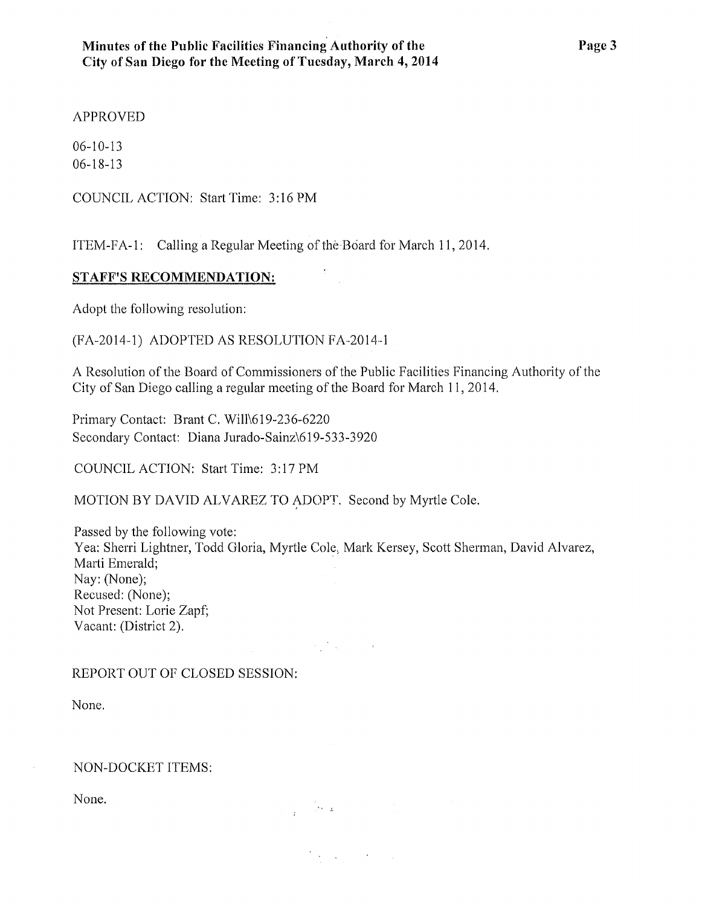APPROVED

06-10-13
06-18-13

COUNCIL ACTION: Start Time: 3:16 PM

ITEM-FA-1: Calling a Regular Meeting of the Board for March 11, 2014.

**STAFF'S RECOMMENDATION:**

Adopt the following resolution:

(FA-2014-1) ADOPTED AS RESOLUTION FA-2014-1

A Resolution of the Board of Commissioners of the Public Facilities Financing Authority of the City of San Diego calling a regular meeting of the Board for March 11, 2014.

Primary Contact: Brant C. Will\619-236-6220
Secondary Contact: Diana Jurado-Sainz\619-533-3920

COUNCIL ACTION: Start Time: 3:17 PM

MOTION BY DAVID ALVAREZ TO ADOPT. Second by Myrtle Cole.

Passed by the following vote:
Yea: Sherri Lightner, Todd Gloria, Myrtle Cole, Mark Kersey, Scott Sherman, David Alvarez, Marti Emerald;
Nay: (None);
Recused: (None);
Not Present: Lorie Zapf;
Vacant: (District 2).

REPORT OUT OF CLOSED SESSION:

None.

NON-DOCKET ITEMS:

None.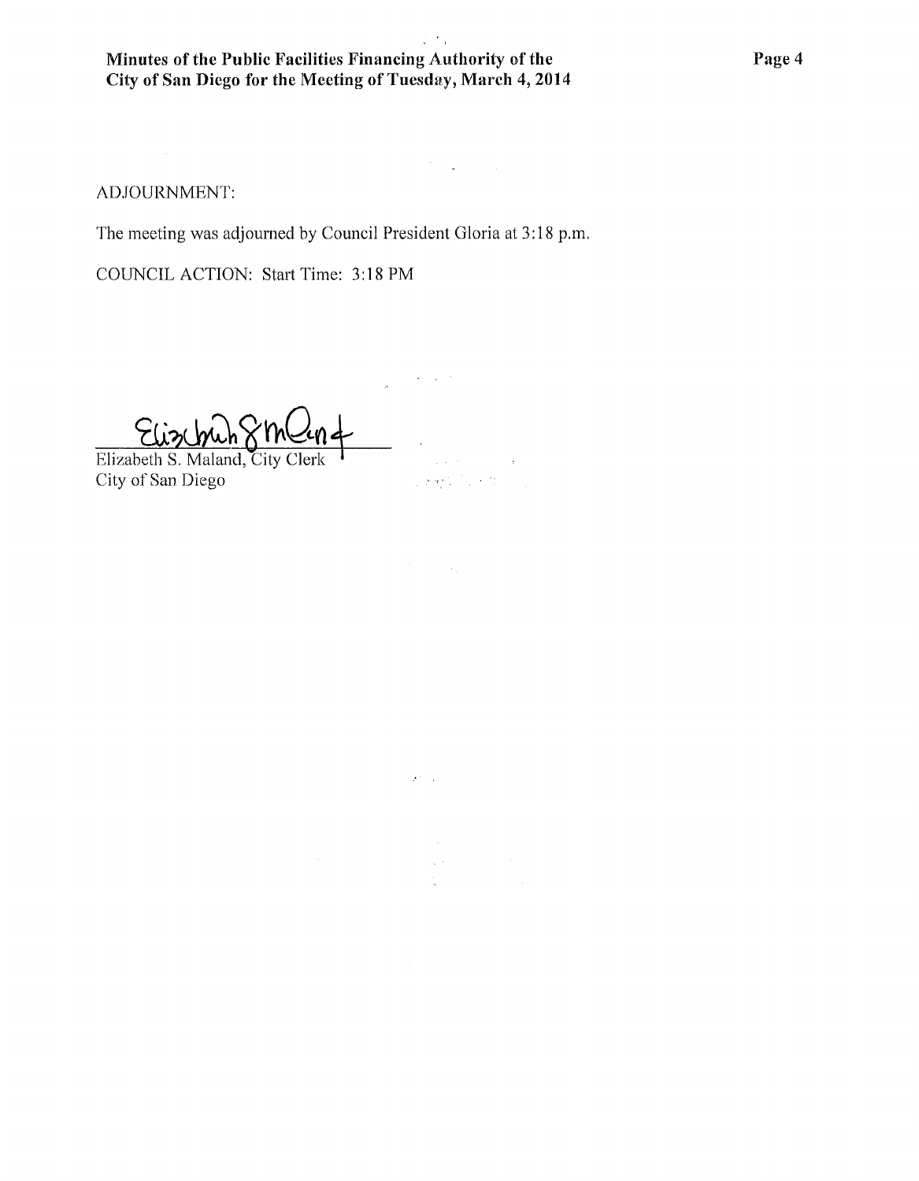ADJOURNMENT:

The meeting was adjourned by Council President Gloria at 3:18 p.m.

COUNCIL ACTION: Start Time: 3:18 PM

Elizabeth S. Maland, City Clerk
City of San Diego